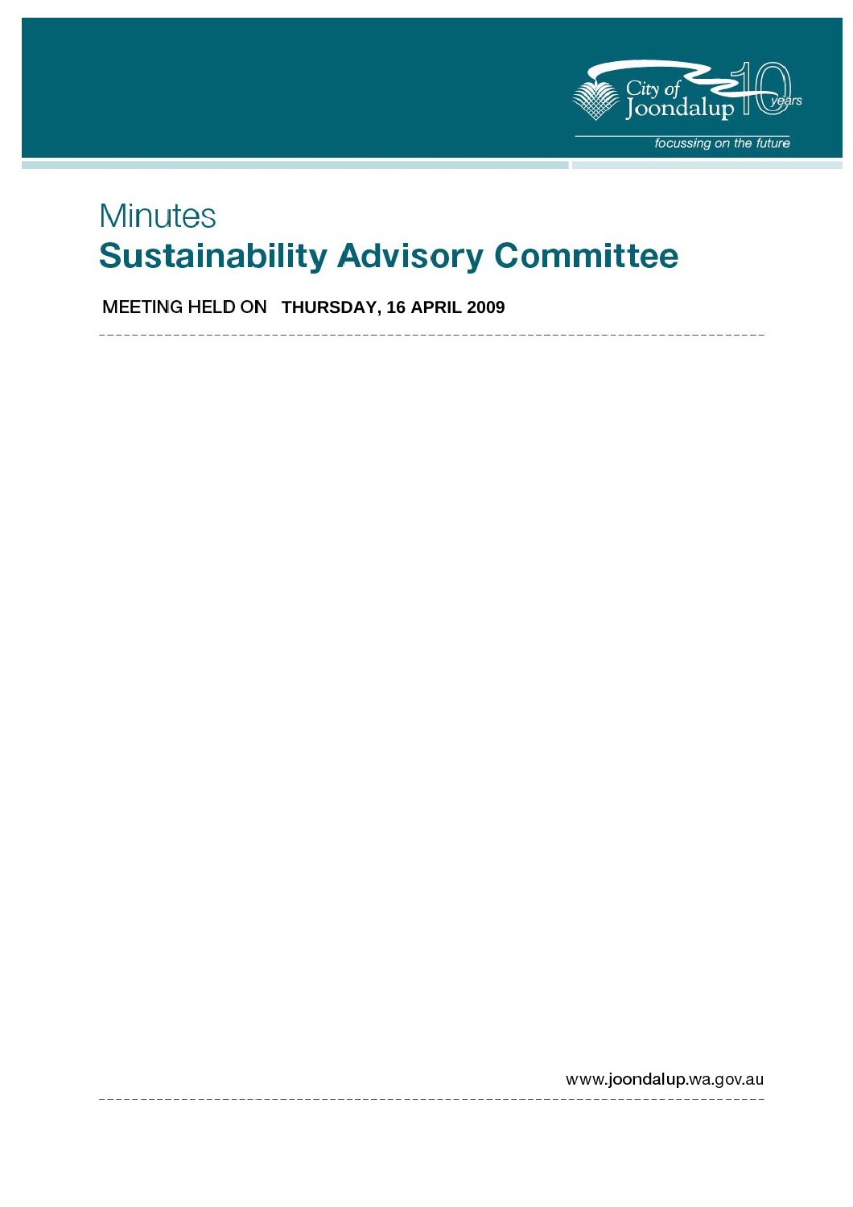# Minutes

# Sustainability Advisory Committee

**MEETING HELD ON THURSDAY, 16 APRIL 2009**

www.joondalup.wa.gov.au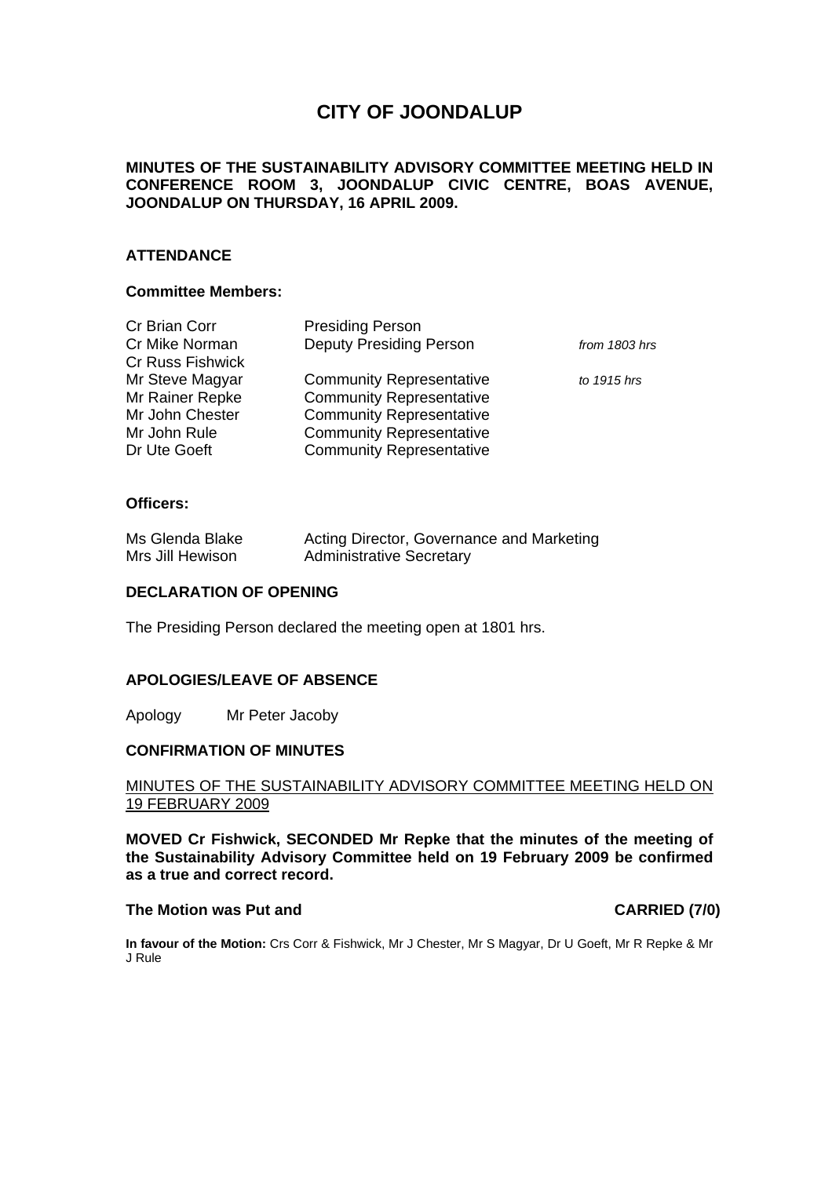# CITY OF JOONDALUP

**MINUTES OF THE SUSTAINABILITY ADVISORY COMMITTEE MEETING HELD IN CONFERENCE ROOM 3, JOONDALUP CIVIC CENTRE, BOAS AVENUE, JOONDALUP ON THURSDAY, 16 APRIL 2009.**

## ATTENDANCE

### Committee Members:

| | | |
|---|---|---|
| Cr Brian Corr | Presiding Person | |
| Cr Mike Norman | Deputy Presiding Person | *from 1803 hrs* |
| Cr Russ Fishwick | | |
| Mr Steve Magyar | Community Representative | *to 1915 hrs* |
| Mr Rainer Repke | Community Representative | |
| Mr John Chester | Community Representative | |
| Mr John Rule | Community Representative | |
| Dr Ute Goeft | Community Representative | |

### Officers:

| | |
|---|---|
| Ms Glenda Blake | Acting Director, Governance and Marketing |
| Mrs Jill Hewison | Administrative Secretary |

## DECLARATION OF OPENING

The Presiding Person declared the meeting open at 1801 hrs.

## APOLOGIES/LEAVE OF ABSENCE

Apology Mr Peter Jacoby

## CONFIRMATION OF MINUTES

MINUTES OF THE SUSTAINABILITY ADVISORY COMMITTEE MEETING HELD ON 19 FEBRUARY 2009

**MOVED Cr Fishwick, SECONDED Mr Repke that the minutes of the meeting of the Sustainability Advisory Committee held on 19 February 2009 be confirmed as a true and correct record.**

**The Motion was Put and CARRIED (7/0)**

**In favour of the Motion:** Crs Corr & Fishwick, Mr J Chester, Mr S Magyar, Dr U Goeft, Mr R Repke & Mr J Rule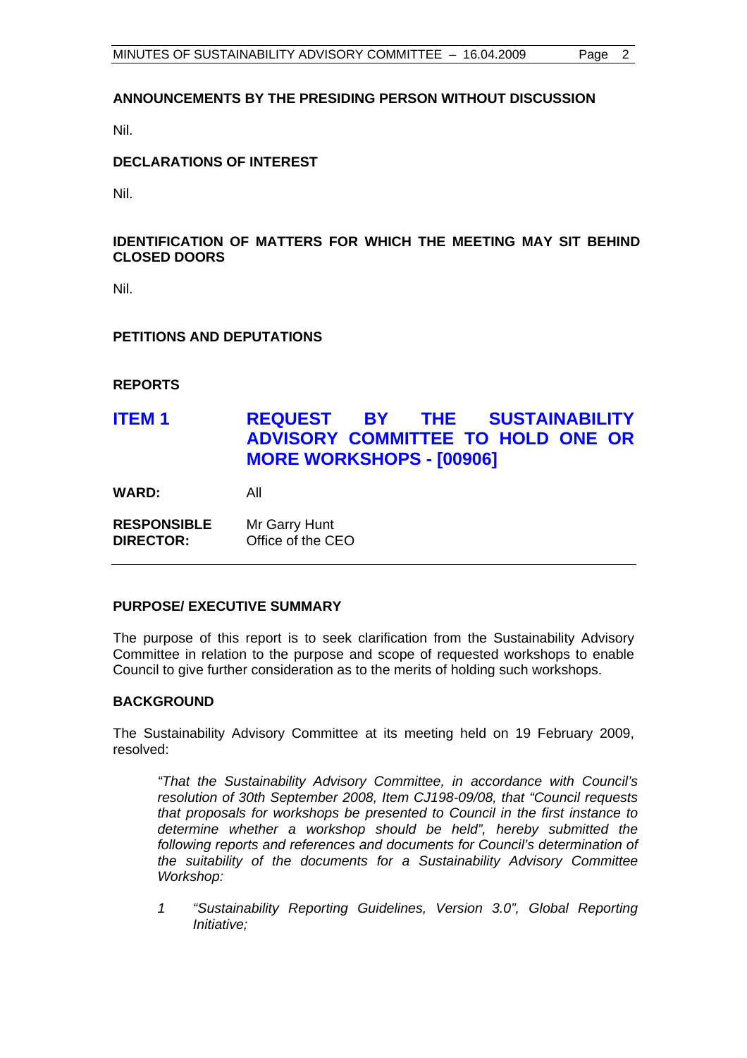**ANNOUNCEMENTS BY THE PRESIDING PERSON WITHOUT DISCUSSION**

Nil.

**DECLARATIONS OF INTEREST**

Nil.

**IDENTIFICATION OF MATTERS FOR WHICH THE MEETING MAY SIT BEHIND CLOSED DOORS**

Nil.

**PETITIONS AND DEPUTATIONS**

**REPORTS**

## ITEM 1 REQUEST BY THE SUSTAINABILITY ADVISORY COMMITTEE TO HOLD ONE OR MORE WORKSHOPS - [00906]

**WARD:** All

**RESPONSIBLE DIRECTOR:** Mr Garry Hunt
Office of the CEO

---

**PURPOSE/ EXECUTIVE SUMMARY**

The purpose of this report is to seek clarification from the Sustainability Advisory Committee in relation to the purpose and scope of requested workshops to enable Council to give further consideration as to the merits of holding such workshops.

**BACKGROUND**

The Sustainability Advisory Committee at its meeting held on 19 February 2009, resolved:

> *"That the Sustainability Advisory Committee, in accordance with Council's resolution of 30th September 2008, Item CJ198-09/08, that "Council requests that proposals for workshops be presented to Council in the first instance to determine whether a workshop should be held", hereby submitted the following reports and references and documents for Council's determination of the suitability of the documents for a Sustainability Advisory Committee Workshop:*
>
> *1 "Sustainability Reporting Guidelines, Version 3.0", Global Reporting Initiative;*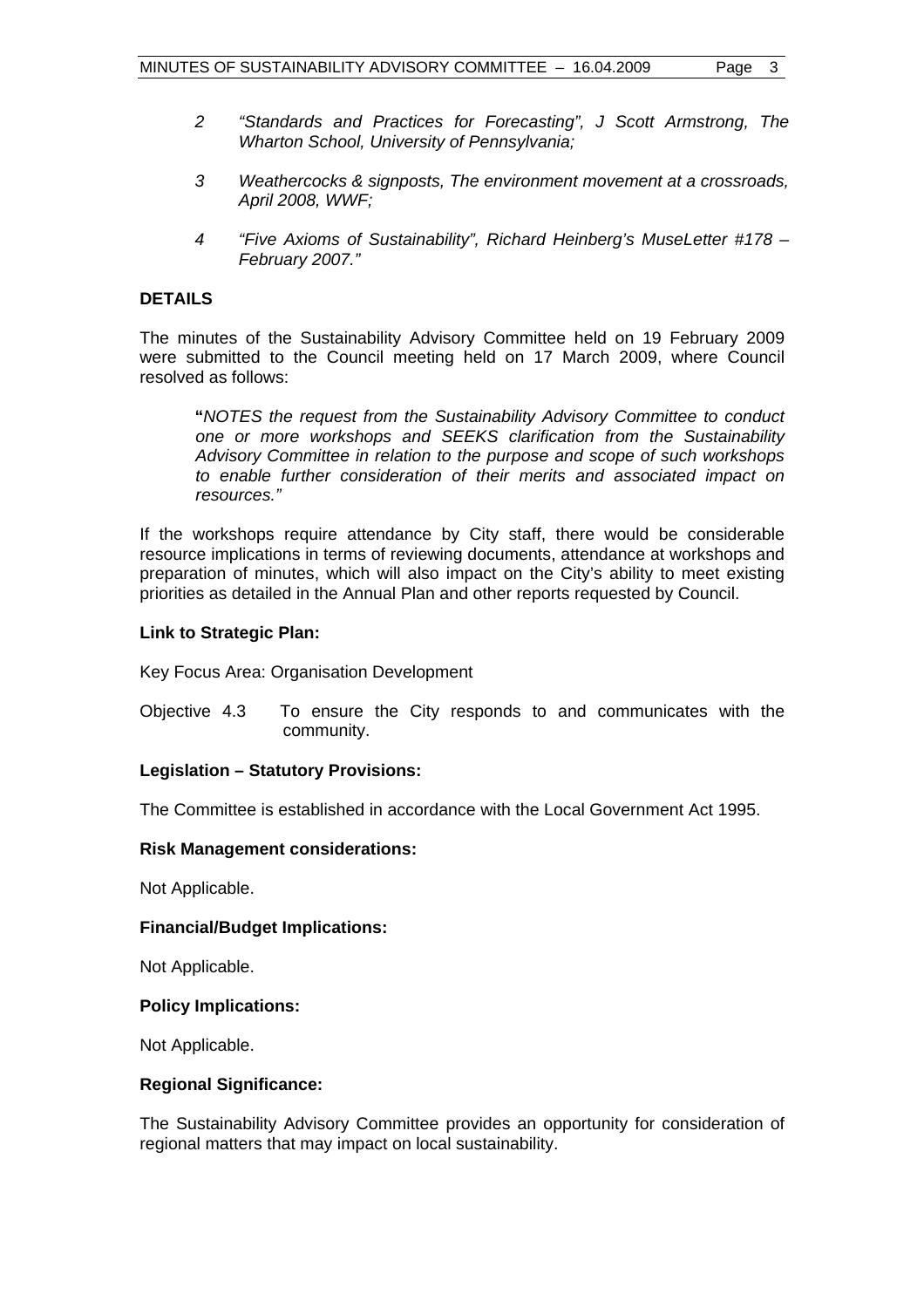2 *"Standards and Practices for Forecasting", J Scott Armstrong, The Wharton School, University of Pennsylvania;*

3 *Weathercocks & signposts, The environment movement at a crossroads, April 2008, WWF;*

4 *"Five Axioms of Sustainability", Richard Heinberg's MuseLetter #178 – February 2007."*

**DETAILS**

The minutes of the Sustainability Advisory Committee held on 19 February 2009 were submitted to the Council meeting held on 17 March 2009, where Council resolved as follows:

> **"***NOTES the request from the Sustainability Advisory Committee to conduct one or more workshops and SEEKS clarification from the Sustainability Advisory Committee in relation to the purpose and scope of such workshops to enable further consideration of their merits and associated impact on resources."*

If the workshops require attendance by City staff, there would be considerable resource implications in terms of reviewing documents, attendance at workshops and preparation of minutes, which will also impact on the City's ability to meet existing priorities as detailed in the Annual Plan and other reports requested by Council.

**Link to Strategic Plan:**

Key Focus Area: Organisation Development

Objective 4.3 To ensure the City responds to and communicates with the community.

**Legislation – Statutory Provisions:**

The Committee is established in accordance with the Local Government Act 1995.

**Risk Management considerations:**

Not Applicable.

**Financial/Budget Implications:**

Not Applicable.

**Policy Implications:**

Not Applicable.

**Regional Significance:**

The Sustainability Advisory Committee provides an opportunity for consideration of regional matters that may impact on local sustainability.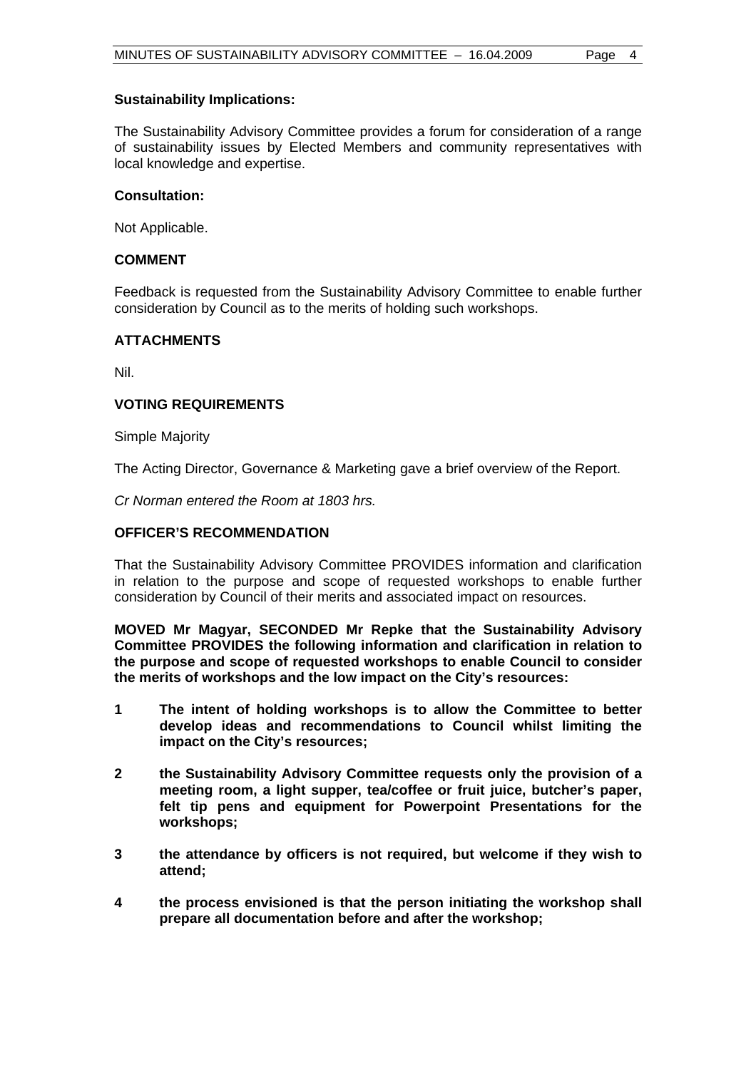**Sustainability Implications:**

The Sustainability Advisory Committee provides a forum for consideration of a range of sustainability issues by Elected Members and community representatives with local knowledge and expertise.

**Consultation:**

Not Applicable.

**COMMENT**

Feedback is requested from the Sustainability Advisory Committee to enable further consideration by Council as to the merits of holding such workshops.

**ATTACHMENTS**

Nil.

**VOTING REQUIREMENTS**

Simple Majority

The Acting Director, Governance & Marketing gave a brief overview of the Report.

*Cr Norman entered the Room at 1803 hrs.*

**OFFICER'S RECOMMENDATION**

That the Sustainability Advisory Committee PROVIDES information and clarification in relation to the purpose and scope of requested workshops to enable further consideration by Council of their merits and associated impact on resources.

**MOVED Mr Magyar, SECONDED Mr Repke that the Sustainability Advisory Committee PROVIDES the following information and clarification in relation to the purpose and scope of requested workshops to enable Council to consider the merits of workshops and the low impact on the City's resources:**

**1 The intent of holding workshops is to allow the Committee to better develop ideas and recommendations to Council whilst limiting the impact on the City's resources;**

**2 the Sustainability Advisory Committee requests only the provision of a meeting room, a light supper, tea/coffee or fruit juice, butcher's paper, felt tip pens and equipment for Powerpoint Presentations for the workshops;**

**3 the attendance by officers is not required, but welcome if they wish to attend;**

**4 the process envisioned is that the person initiating the workshop shall prepare all documentation before and after the workshop;**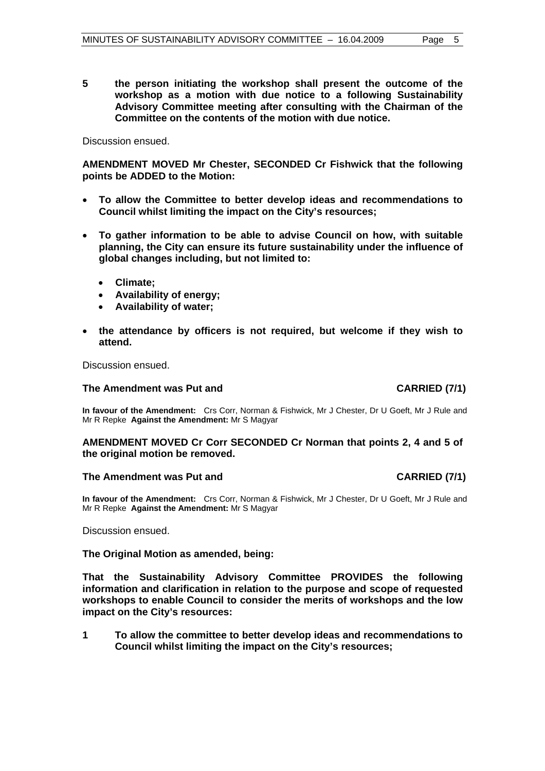**5 the person initiating the workshop shall present the outcome of the workshop as a motion with due notice to a following Sustainability Advisory Committee meeting after consulting with the Chairman of the Committee on the contents of the motion with due notice.**

Discussion ensued.

**AMENDMENT MOVED Mr Chester, SECONDED Cr Fishwick that the following points be ADDED to the Motion:**

- **To allow the Committee to better develop ideas and recommendations to Council whilst limiting the impact on the City's resources;**
- **To gather information to be able to advise Council on how, with suitable planning, the City can ensure its future sustainability under the influence of global changes including, but not limited to:**
  - **Climate;**
  - **Availability of energy;**
  - **Availability of water;**
- **the attendance by officers is not required, but welcome if they wish to attend.**

Discussion ensued.

**The Amendment was Put and CARRIED (7/1)**

**In favour of the Amendment:** Crs Corr, Norman & Fishwick, Mr J Chester, Dr U Goeft, Mr J Rule and Mr R Repke **Against the Amendment:** Mr S Magyar

**AMENDMENT MOVED Cr Corr SECONDED Cr Norman that points 2, 4 and 5 of the original motion be removed.**

**The Amendment was Put and CARRIED (7/1)**

**In favour of the Amendment:** Crs Corr, Norman & Fishwick, Mr J Chester, Dr U Goeft, Mr J Rule and Mr R Repke **Against the Amendment:** Mr S Magyar

Discussion ensued.

**The Original Motion as amended, being:**

**That the Sustainability Advisory Committee PROVIDES the following information and clarification in relation to the purpose and scope of requested workshops to enable Council to consider the merits of workshops and the low impact on the City's resources:**

**1 To allow the committee to better develop ideas and recommendations to Council whilst limiting the impact on the City's resources;**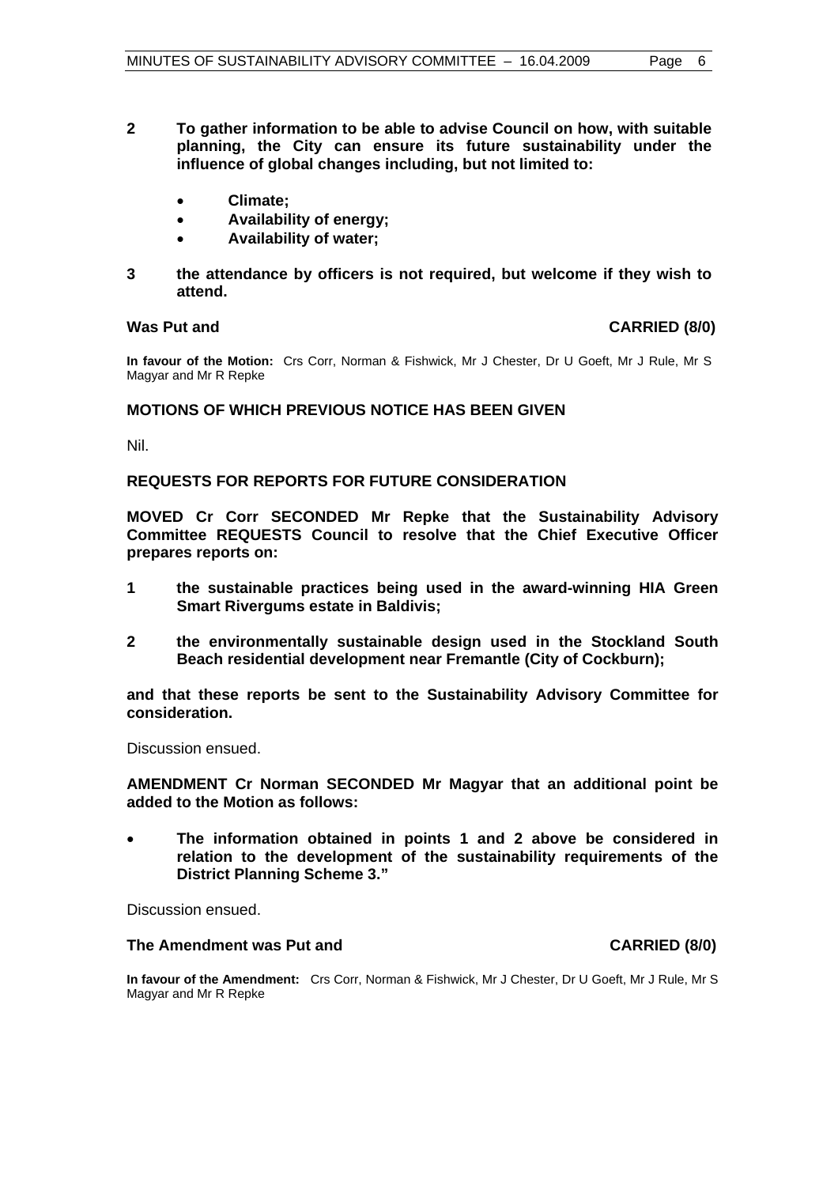**2 To gather information to be able to advise Council on how, with suitable planning, the City can ensure its future sustainability under the influence of global changes including, but not limited to:**

- **Climate;**
- **Availability of energy;**
- **Availability of water;**

**3 the attendance by officers is not required, but welcome if they wish to attend.**

**Was Put and CARRIED (8/0)**

**In favour of the Motion:** Crs Corr, Norman & Fishwick, Mr J Chester, Dr U Goeft, Mr J Rule, Mr S Magyar and Mr R Repke

**MOTIONS OF WHICH PREVIOUS NOTICE HAS BEEN GIVEN**

Nil.

**REQUESTS FOR REPORTS FOR FUTURE CONSIDERATION**

**MOVED Cr Corr SECONDED Mr Repke that the Sustainability Advisory Committee REQUESTS Council to resolve that the Chief Executive Officer prepares reports on:**

**1 the sustainable practices being used in the award-winning HIA Green Smart Rivergums estate in Baldivis;**

**2 the environmentally sustainable design used in the Stockland South Beach residential development near Fremantle (City of Cockburn);**

**and that these reports be sent to the Sustainability Advisory Committee for consideration.**

Discussion ensued.

**AMENDMENT Cr Norman SECONDED Mr Magyar that an additional point be added to the Motion as follows:**

- **The information obtained in points 1 and 2 above be considered in relation to the development of the sustainability requirements of the District Planning Scheme 3."**

Discussion ensued.

**The Amendment was Put and CARRIED (8/0)**

**In favour of the Amendment:** Crs Corr, Norman & Fishwick, Mr J Chester, Dr U Goeft, Mr J Rule, Mr S Magyar and Mr R Repke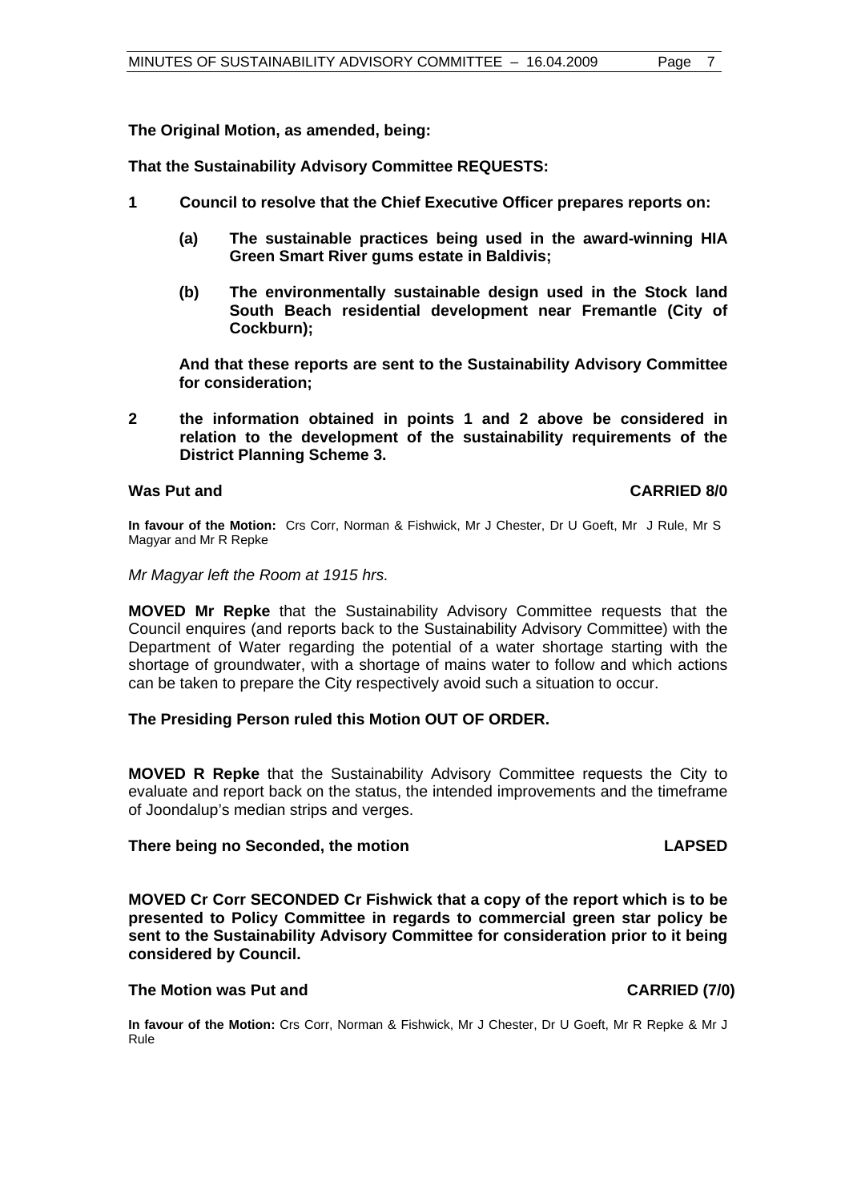**The Original Motion, as amended, being:**

**That the Sustainability Advisory Committee REQUESTS:**

**1** **Council to resolve that the Chief Executive Officer prepares reports on:**

   **(a)** **The sustainable practices being used in the award-winning HIA Green Smart River gums estate in Baldivis;**

   **(b)** **The environmentally sustainable design used in the Stock land South Beach residential development near Fremantle (City of Cockburn);**

   **And that these reports are sent to the Sustainability Advisory Committee for consideration;**

**2** **the information obtained in points 1 and 2 above be considered in relation to the development of the sustainability requirements of the District Planning Scheme 3.**

**Was Put and** **CARRIED 8/0**

**In favour of the Motion:** Crs Corr, Norman & Fishwick, Mr J Chester, Dr U Goeft, Mr J Rule, Mr S Magyar and Mr R Repke

*Mr Magyar left the Room at 1915 hrs.*

**MOVED Mr Repke** that the Sustainability Advisory Committee requests that the Council enquires (and reports back to the Sustainability Advisory Committee) with the Department of Water regarding the potential of a water shortage starting with the shortage of groundwater, with a shortage of mains water to follow and which actions can be taken to prepare the City respectively avoid such a situation to occur.

**The Presiding Person ruled this Motion OUT OF ORDER.**

**MOVED R Repke** that the Sustainability Advisory Committee requests the City to evaluate and report back on the status, the intended improvements and the timeframe of Joondalup's median strips and verges.

**There being no Seconded, the motion** **LAPSED**

**MOVED Cr Corr SECONDED Cr Fishwick that a copy of the report which is to be presented to Policy Committee in regards to commercial green star policy be sent to the Sustainability Advisory Committee for consideration prior to it being considered by Council.**

**The Motion was Put and** **CARRIED (7/0)**

**In favour of the Motion:** Crs Corr, Norman & Fishwick, Mr J Chester, Dr U Goeft, Mr R Repke & Mr J Rule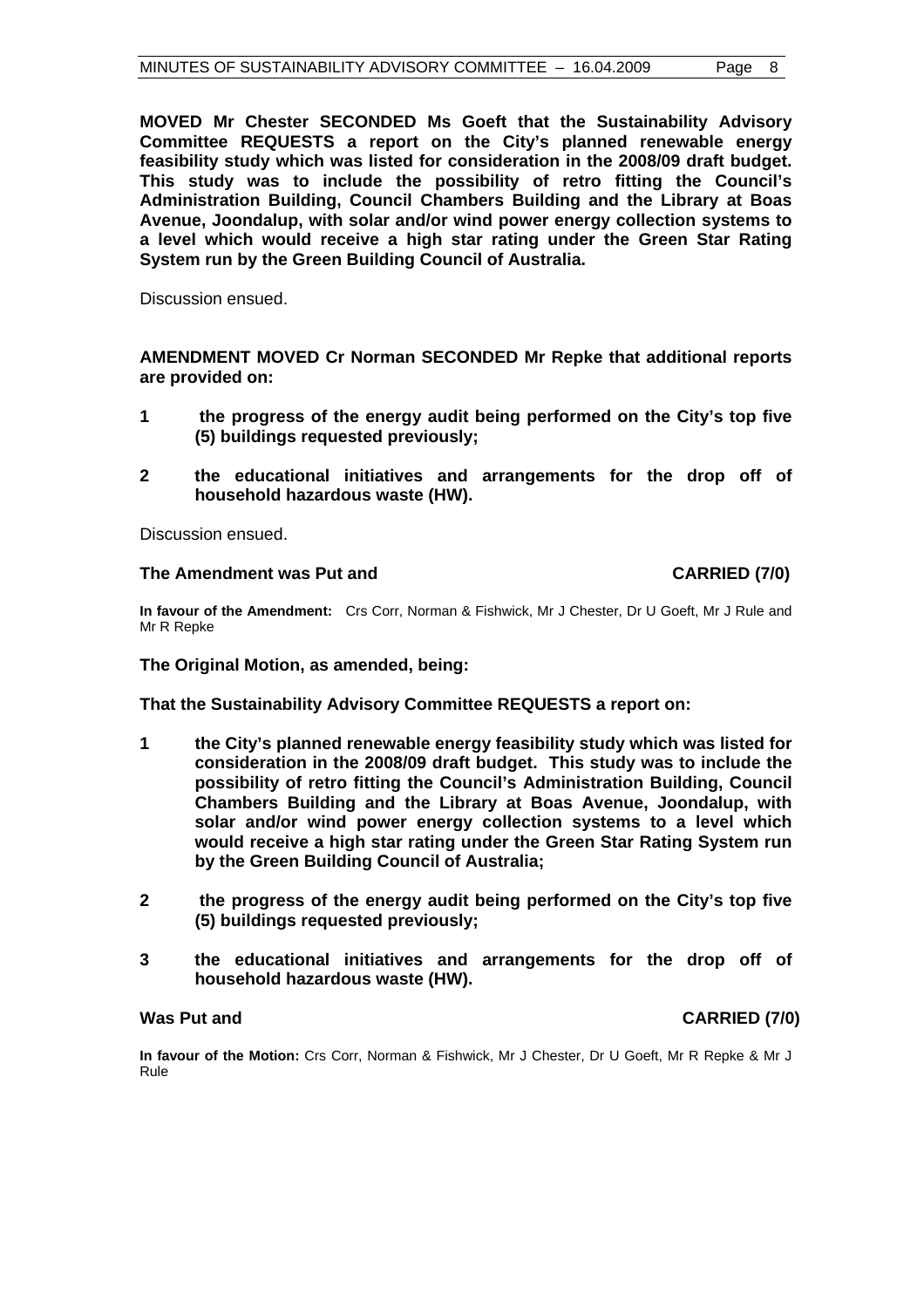**MOVED Mr Chester SECONDED Ms Goeft that the Sustainability Advisory Committee REQUESTS a report on the City's planned renewable energy feasibility study which was listed for consideration in the 2008/09 draft budget. This study was to include the possibility of retro fitting the Council's Administration Building, Council Chambers Building and the Library at Boas Avenue, Joondalup, with solar and/or wind power energy collection systems to a level which would receive a high star rating under the Green Star Rating System run by the Green Building Council of Australia.**

Discussion ensued.

**AMENDMENT MOVED Cr Norman SECONDED Mr Repke that additional reports are provided on:**

**1 the progress of the energy audit being performed on the City's top five (5) buildings requested previously;**

**2 the educational initiatives and arrangements for the drop off of household hazardous waste (HW).**

Discussion ensued.

**The Amendment was Put and CARRIED (7/0)**

**In favour of the Amendment:** Crs Corr, Norman & Fishwick, Mr J Chester, Dr U Goeft, Mr J Rule and Mr R Repke

**The Original Motion, as amended, being:**

**That the Sustainability Advisory Committee REQUESTS a report on:**

**1 the City's planned renewable energy feasibility study which was listed for consideration in the 2008/09 draft budget. This study was to include the possibility of retro fitting the Council's Administration Building, Council Chambers Building and the Library at Boas Avenue, Joondalup, with solar and/or wind power energy collection systems to a level which would receive a high star rating under the Green Star Rating System run by the Green Building Council of Australia;**

**2 the progress of the energy audit being performed on the City's top five (5) buildings requested previously;**

**3 the educational initiatives and arrangements for the drop off of household hazardous waste (HW).**

**Was Put and CARRIED (7/0)**

**In favour of the Motion:** Crs Corr, Norman & Fishwick, Mr J Chester, Dr U Goeft, Mr R Repke & Mr J Rule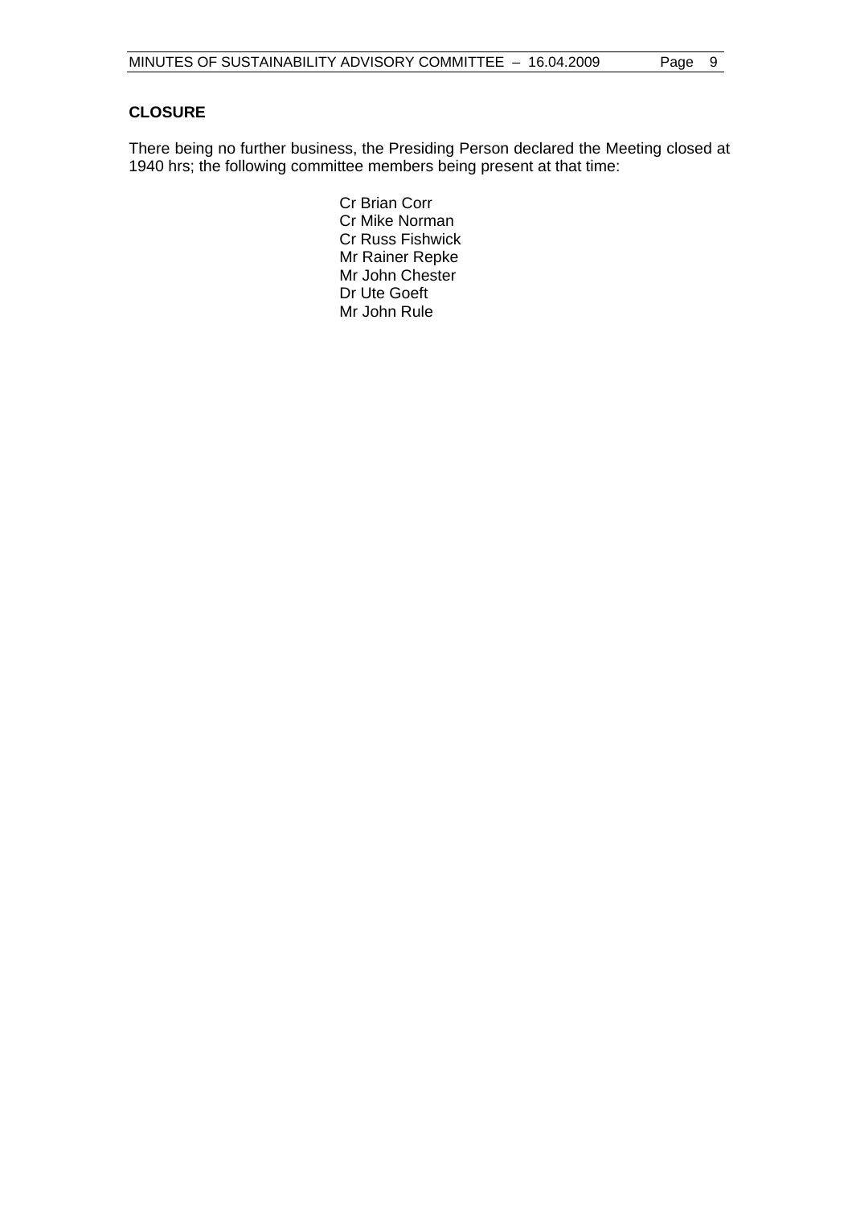## CLOSURE

There being no further business, the Presiding Person declared the Meeting closed at 1940 hrs; the following committee members being present at that time:

Cr Brian Corr
Cr Mike Norman
Cr Russ Fishwick
Mr Rainer Repke
Mr John Chester
Dr Ute Goeft
Mr John Rule